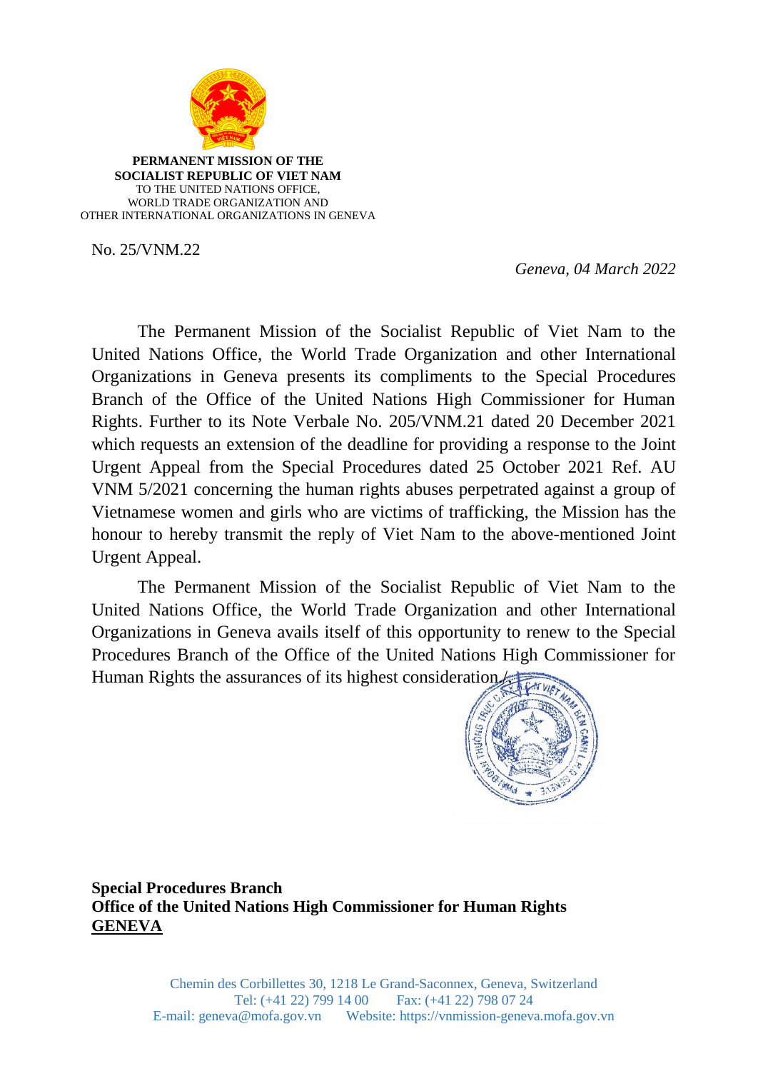**PERMANENT MISSION OF THE**
**SOCIALIST REPUBLIC OF VIET NAM**
TO THE UNITED NATIONS OFFICE,
WORLD TRADE ORGANIZATION AND
OTHER INTERNATIONAL ORGANIZATIONS IN GENEVA

No. 25/VNM.22

*Geneva, 04 March 2022*

The Permanent Mission of the Socialist Republic of Viet Nam to the United Nations Office, the World Trade Organization and other International Organizations in Geneva presents its compliments to the Special Procedures Branch of the Office of the United Nations High Commissioner for Human Rights. Further to its Note Verbale No. 205/VNM.21 dated 20 December 2021 which requests an extension of the deadline for providing a response to the Joint Urgent Appeal from the Special Procedures dated 25 October 2021 Ref. AU VNM 5/2021 concerning the human rights abuses perpetrated against a group of Vietnamese women and girls who are victims of trafficking, the Mission has the honour to hereby transmit the reply of Viet Nam to the above-mentioned Joint Urgent Appeal.

The Permanent Mission of the Socialist Republic of Viet Nam to the United Nations Office, the World Trade Organization and other International Organizations in Geneva avails itself of this opportunity to renew to the Special Procedures Branch of the Office of the United Nations High Commissioner for Human Rights the assurances of its highest consideration./.

**Special Procedures Branch**
**Office of the United Nations High Commissioner for Human Rights**
**GENEVA**

Chemin des Corbillettes 30, 1218 Le Grand-Saconnex, Geneva, Switzerland
Tel: (+41 22) 799 14 00 Fax: (+41 22) 798 07 24
E-mail: geneva@mofa.gov.vn Website: https://vnmission-geneva.mofa.gov.vn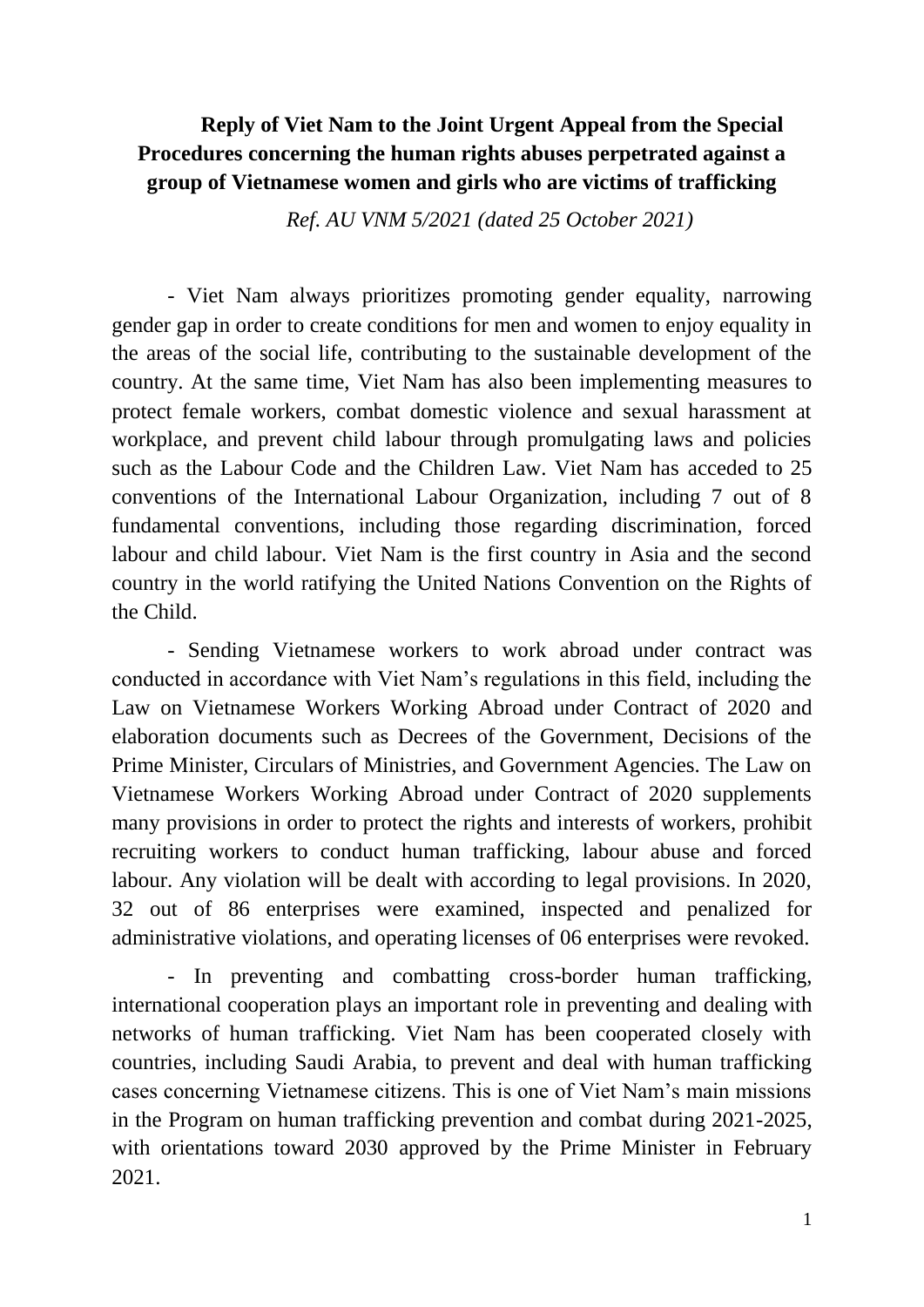**Reply of Viet Nam to the Joint Urgent Appeal from the Special Procedures concerning the human rights abuses perpetrated against a group of Vietnamese women and girls who are victims of trafficking**

*Ref. AU VNM 5/2021 (dated 25 October 2021)*

- Viet Nam always prioritizes promoting gender equality, narrowing gender gap in order to create conditions for men and women to enjoy equality in the areas of the social life, contributing to the sustainable development of the country. At the same time, Viet Nam has also been implementing measures to protect female workers, combat domestic violence and sexual harassment at workplace, and prevent child labour through promulgating laws and policies such as the Labour Code and the Children Law. Viet Nam has acceded to 25 conventions of the International Labour Organization, including 7 out of 8 fundamental conventions, including those regarding discrimination, forced labour and child labour. Viet Nam is the first country in Asia and the second country in the world ratifying the United Nations Convention on the Rights of the Child.

- Sending Vietnamese workers to work abroad under contract was conducted in accordance with Viet Nam's regulations in this field, including the Law on Vietnamese Workers Working Abroad under Contract of 2020 and elaboration documents such as Decrees of the Government, Decisions of the Prime Minister, Circulars of Ministries, and Government Agencies. The Law on Vietnamese Workers Working Abroad under Contract of 2020 supplements many provisions in order to protect the rights and interests of workers, prohibit recruiting workers to conduct human trafficking, labour abuse and forced labour. Any violation will be dealt with according to legal provisions. In 2020, 32 out of 86 enterprises were examined, inspected and penalized for administrative violations, and operating licenses of 06 enterprises were revoked.

- In preventing and combatting cross-border human trafficking, international cooperation plays an important role in preventing and dealing with networks of human trafficking. Viet Nam has been cooperated closely with countries, including Saudi Arabia, to prevent and deal with human trafficking cases concerning Vietnamese citizens. This is one of Viet Nam's main missions in the Program on human trafficking prevention and combat during 2021-2025, with orientations toward 2030 approved by the Prime Minister in February 2021.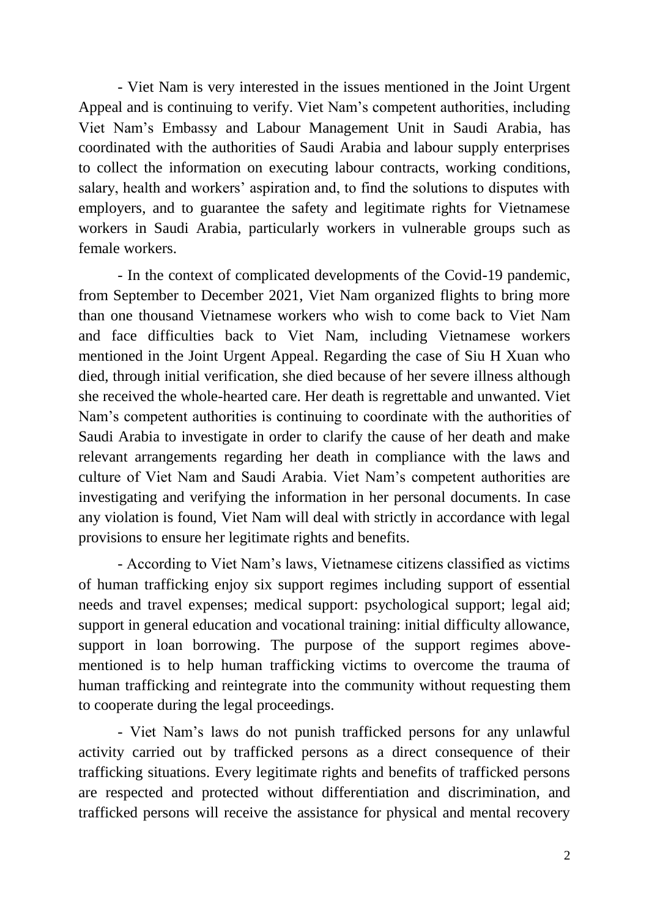- Viet Nam is very interested in the issues mentioned in the Joint Urgent Appeal and is continuing to verify. Viet Nam's competent authorities, including Viet Nam's Embassy and Labour Management Unit in Saudi Arabia, has coordinated with the authorities of Saudi Arabia and labour supply enterprises to collect the information on executing labour contracts, working conditions, salary, health and workers' aspiration and, to find the solutions to disputes with employers, and to guarantee the safety and legitimate rights for Vietnamese workers in Saudi Arabia, particularly workers in vulnerable groups such as female workers.

- In the context of complicated developments of the Covid-19 pandemic, from September to December 2021, Viet Nam organized flights to bring more than one thousand Vietnamese workers who wish to come back to Viet Nam and face difficulties back to Viet Nam, including Vietnamese workers mentioned in the Joint Urgent Appeal. Regarding the case of Siu H Xuan who died, through initial verification, she died because of her severe illness although she received the whole-hearted care. Her death is regrettable and unwanted. Viet Nam's competent authorities is continuing to coordinate with the authorities of Saudi Arabia to investigate in order to clarify the cause of her death and make relevant arrangements regarding her death in compliance with the laws and culture of Viet Nam and Saudi Arabia. Viet Nam's competent authorities are investigating and verifying the information in her personal documents. In case any violation is found, Viet Nam will deal with strictly in accordance with legal provisions to ensure her legitimate rights and benefits.

- According to Viet Nam's laws, Vietnamese citizens classified as victims of human trafficking enjoy six support regimes including support of essential needs and travel expenses; medical support: psychological support; legal aid; support in general education and vocational training: initial difficulty allowance, support in loan borrowing. The purpose of the support regimes above-mentioned is to help human trafficking victims to overcome the trauma of human trafficking and reintegrate into the community without requesting them to cooperate during the legal proceedings.

- Viet Nam's laws do not punish trafficked persons for any unlawful activity carried out by trafficked persons as a direct consequence of their trafficking situations. Every legitimate rights and benefits of trafficked persons are respected and protected without differentiation and discrimination, and trafficked persons will receive the assistance for physical and mental recovery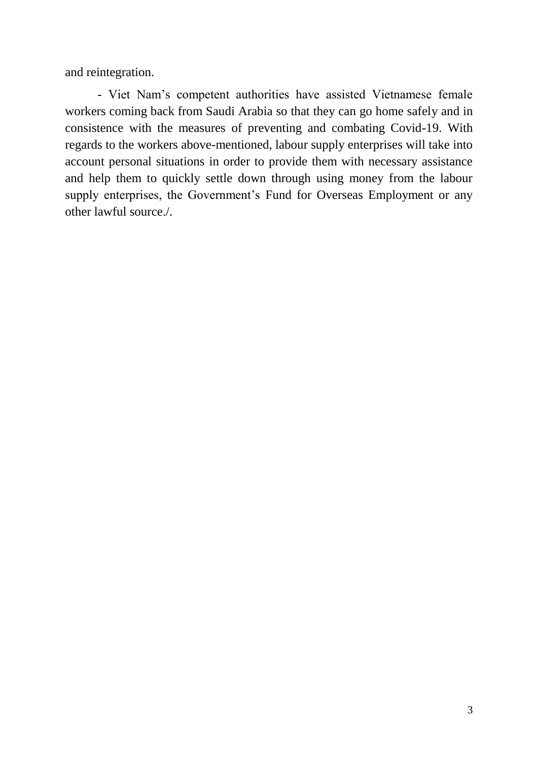and reintegration.

- Viet Nam’s competent authorities have assisted Vietnamese female workers coming back from Saudi Arabia so that they can go home safely and in consistence with the measures of preventing and combating Covid-19. With regards to the workers above-mentioned, labour supply enterprises will take into account personal situations in order to provide them with necessary assistance and help them to quickly settle down through using money from the labour supply enterprises, the Government’s Fund for Overseas Employment or any other lawful source./.